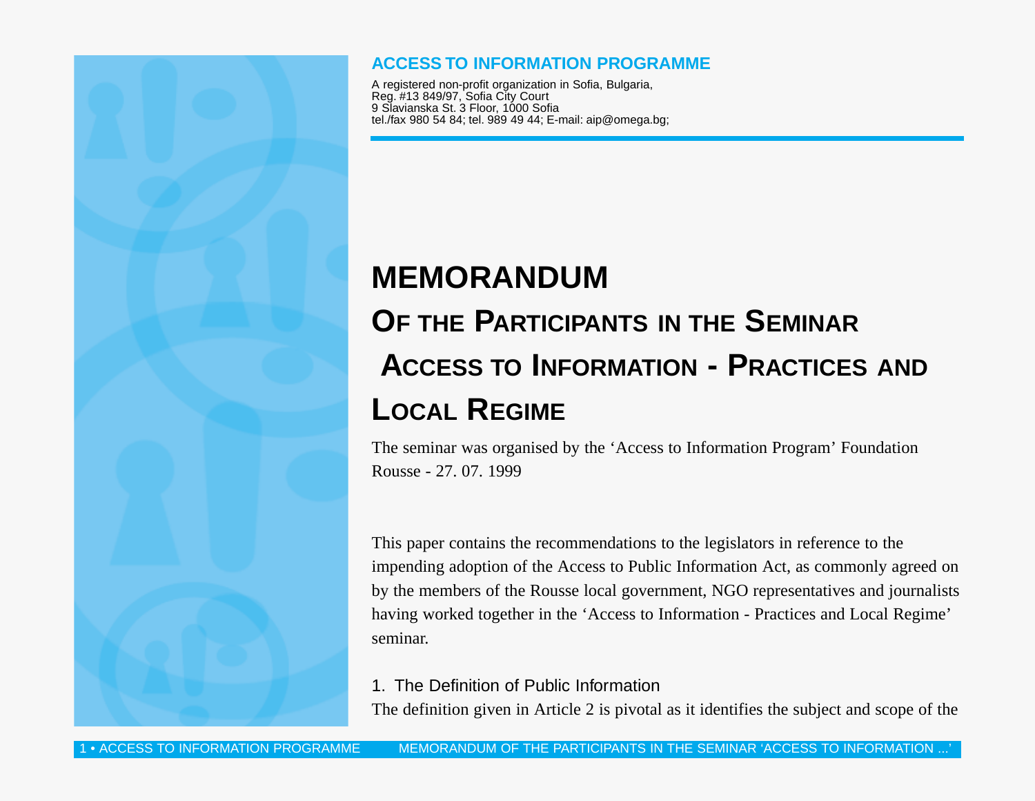**ACCESS TO INFORMATION PROGRAMME**

A registered non-profit organization in Sofia, Bulgaria,
Reg. #13 849/97, Sofia City Court
9 Slavianska St. 3 Floor, 1000 Sofia
tel./fax 980 54 84; tel. 989 49 44; E-mail: aip@omega.bg;

# MEMORANDUM

## Of the Participants in the Seminar Access to Information - Practices and Local Regime

The seminar was organised by the 'Access to Information Program' Foundation
Rousse - 27. 07. 1999

This paper contains the recommendations to the legislators in reference to the impending adoption of the Access to Public Information Act, as commonly agreed on by the members of the Rousse local government, NGO representatives and journalists having worked together in the 'Access to Information - Practices and Local Regime' seminar.

### 1. The Definition of Public Information

The definition given in Article 2 is pivotal as it identifies the subject and scope of the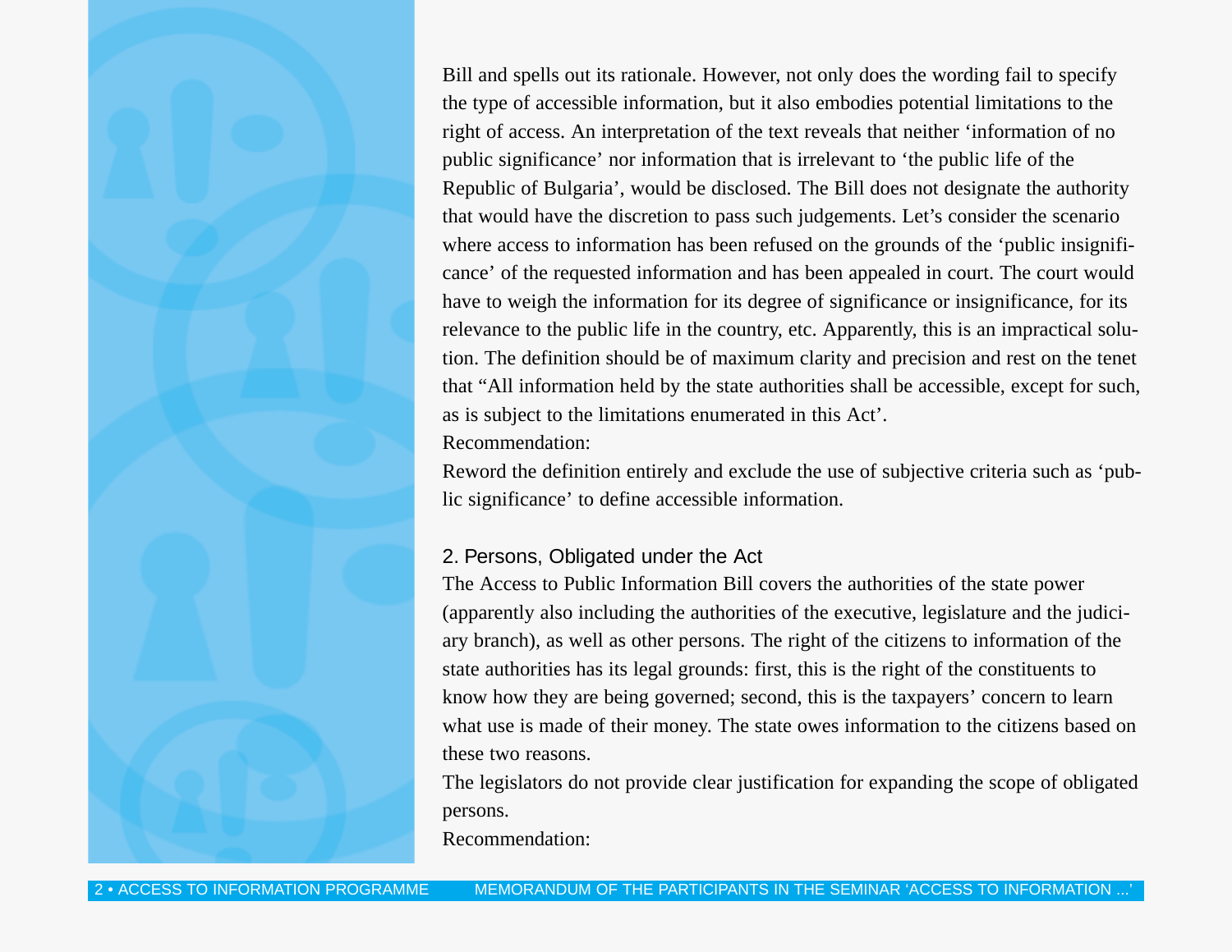Bill and spells out its rationale. However, not only does the wording fail to specify the type of accessible information, but it also embodies potential limitations to the right of access. An interpretation of the text reveals that neither 'information of no public significance' nor information that is irrelevant to 'the public life of the Republic of Bulgaria', would be disclosed. The Bill does not designate the authority that would have the discretion to pass such judgements. Let's consider the scenario where access to information has been refused on the grounds of the 'public insignificance' of the requested information and has been appealed in court. The court would have to weigh the information for its degree of significance or insignificance, for its relevance to the public life in the country, etc. Apparently, this is an impractical solution. The definition should be of maximum clarity and precision and rest on the tenet that "All information held by the state authorities shall be accessible, except for such, as is subject to the limitations enumerated in this Act'.

Recommendation:

Reword the definition entirely and exclude the use of subjective criteria such as 'public significance' to define accessible information.

## 2. Persons, Obligated under the Act

The Access to Public Information Bill covers the authorities of the state power (apparently also including the authorities of the executive, legislature and the judiciary branch), as well as other persons. The right of the citizens to information of the state authorities has its legal grounds: first, this is the right of the constituents to know how they are being governed; second, this is the taxpayers' concern to learn what use is made of their money. The state owes information to the citizens based on these two reasons.

The legislators do not provide clear justification for expanding the scope of obligated persons.

Recommendation: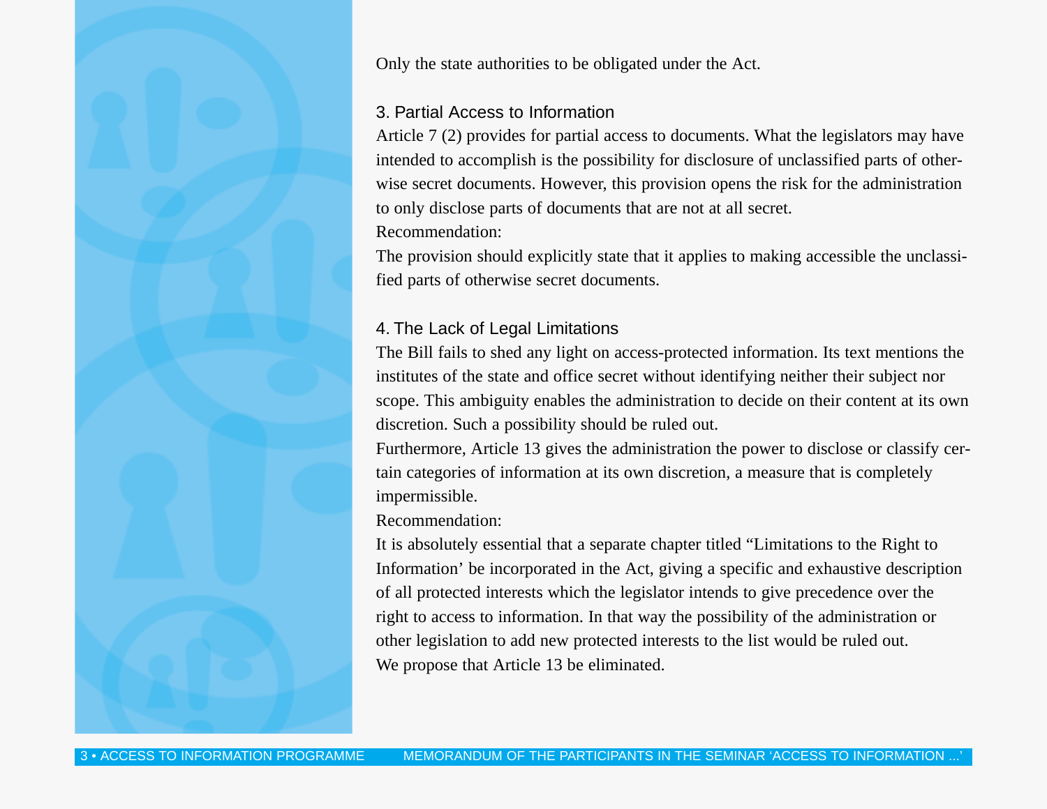Only the state authorities to be obligated under the Act.

### 3. Partial Access to Information

Article 7 (2) provides for partial access to documents. What the legislators may have intended to accomplish is the possibility for disclosure of unclassified parts of otherwise secret documents. However, this provision opens the risk for the administration to only disclose parts of documents that are not at all secret.

Recommendation:

The provision should explicitly state that it applies to making accessible the unclassified parts of otherwise secret documents.

### 4. The Lack of Legal Limitations

The Bill fails to shed any light on access-protected information. Its text mentions the institutes of the state and office secret without identifying neither their subject nor scope. This ambiguity enables the administration to decide on their content at its own discretion. Such a possibility should be ruled out.

Furthermore, Article 13 gives the administration the power to disclose or classify certain categories of information at its own discretion, a measure that is completely impermissible.

Recommendation:

It is absolutely essential that a separate chapter titled "Limitations to the Right to Information' be incorporated in the Act, giving a specific and exhaustive description of all protected interests which the legislator intends to give precedence over the right to access to information. In that way the possibility of the administration or other legislation to add new protected interests to the list would be ruled out.

We propose that Article 13 be eliminated.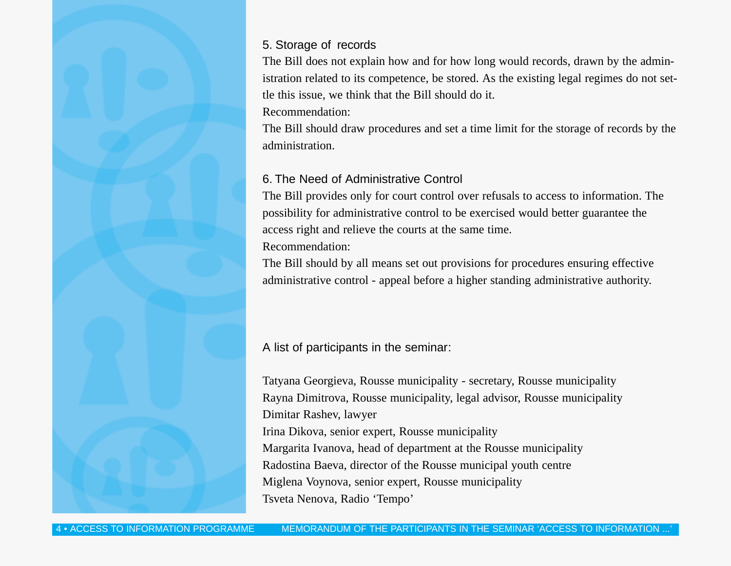### 5. Storage of records

The Bill does not explain how and for how long would records, drawn by the administration related to its competence, be stored. As the existing legal regimes do not settle this issue, we think that the Bill should do it.

Recommendation:

The Bill should draw procedures and set a time limit for the storage of records by the administration.

### 6. The Need of Administrative Control

The Bill provides only for court control over refusals to access to information. The possibility for administrative control to be exercised would better guarantee the access right and relieve the courts at the same time.

Recommendation:

The Bill should by all means set out provisions for procedures ensuring effective administrative control - appeal before a higher standing administrative authority.

### A list of participants in the seminar:

Tatyana Georgieva, Rousse municipality - secretary, Rousse municipality
Rayna Dimitrova, Rousse municipality, legal advisor, Rousse municipality
Dimitar Rashev, lawyer
Irina Dikova, senior expert, Rousse municipality
Margarita Ivanova, head of department at the Rousse municipality
Radostina Baeva, director of the Rousse municipal youth centre
Miglena Voynova, senior expert, Rousse municipality
Tsveta Nenova, Radio ‘Tempo’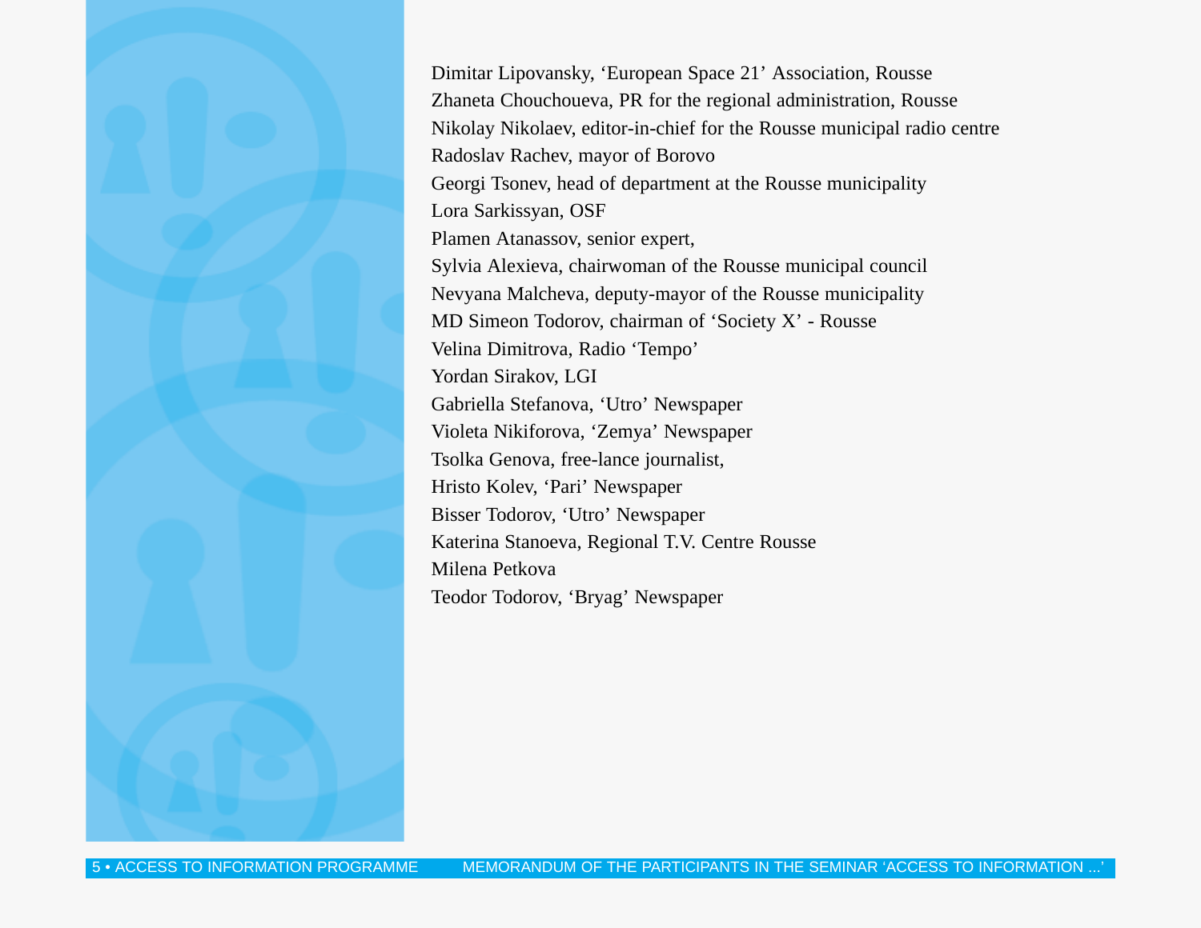Dimitar Lipovansky, ‘European Space 21’ Association, Rousse
Zhaneta Chouchoueva, PR for the regional administration, Rousse
Nikolay Nikolaev, editor-in-chief for the Rousse municipal radio centre
Radoslav Rachev, mayor of Borovo
Georgi Tsonev, head of department at the Rousse municipality
Lora Sarkissyan, OSF
Plamen Atanassov, senior expert,
Sylvia Alexieva, chairwoman of the Rousse municipal council
Nevyana Malcheva, deputy-mayor of the Rousse municipality
MD Simeon Todorov, chairman of ‘Society X’ - Rousse
Velina Dimitrova, Radio ‘Tempo’
Yordan Sirakov, LGI
Gabriella Stefanova, ‘Utro’ Newspaper
Violeta Nikiforova, ‘Zemya’ Newspaper
Tsolka Genova, free-lance journalist,
Hristo Kolev, ‘Pari’ Newspaper
Bisser Todorov, ‘Utro’ Newspaper
Katerina Stanoeva, Regional T.V. Centre Rousse
Milena Petkova
Teodor Todorov, ‘Bryag’ Newspaper